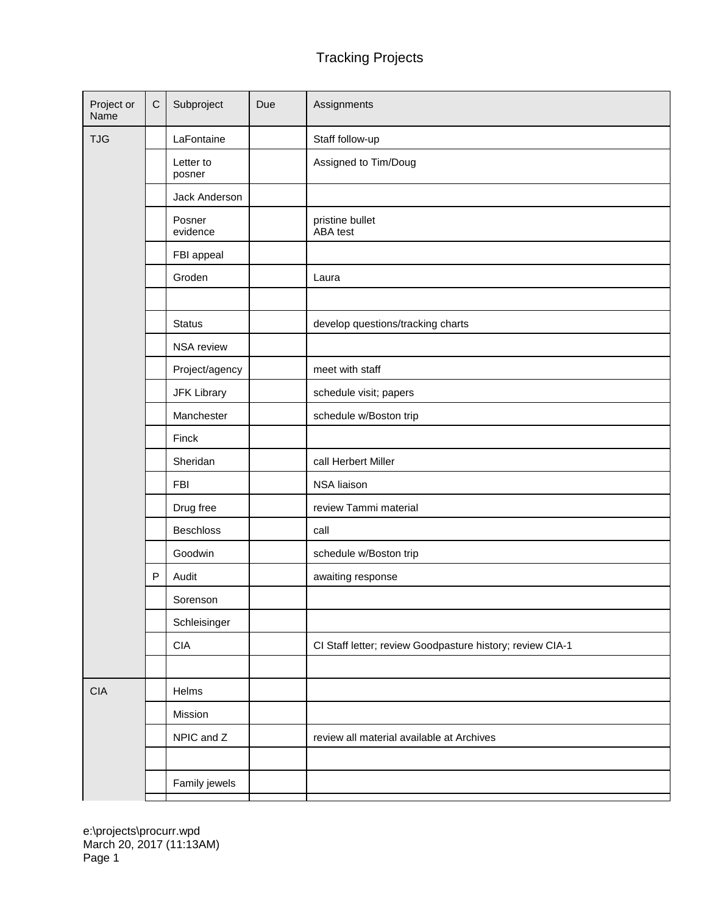# Tracking Projects

| Project or Name | C | Subproject | Due | Assignments |
|---|---|---|---|---|
| TJG | | LaFontaine | | Staff follow-up |
| | | Letter to posner | | Assigned to Tim/Doug |
| | | Jack Anderson | | |
| | | Posner evidence | | pristine bullet<br>ABA test |
| | | FBI appeal | | |
| | | Groden | | Laura |
| | | | | |
| | | Status | | develop questions/tracking charts |
| | | NSA review | | |
| | | Project/agency | | meet with staff |
| | | JFK Library | | schedule visit; papers |
| | | Manchester | | schedule w/Boston trip |
| | | Finck | | |
| | | Sheridan | | call Herbert Miller |
| | | FBI | | NSA liaison |
| | | Drug free | | review Tammi material |
| | | Beschloss | | call |
| | | Goodwin | | schedule w/Boston trip |
| | P | Audit | | awaiting response |
| | | Sorenson | | |
| | | Schleisinger | | |
| | | CIA | | CI Staff letter; review Goodpasture history; review CIA-1 |
| | | | | |
| CIA | | Helms | | |
| | | Mission | | |
| | | NPIC and Z | | review all material available at Archives |
| | | | | |
| | | Family jewels | | |

e:\projects\procurr.wpd
March 20, 2017 (11:13AM)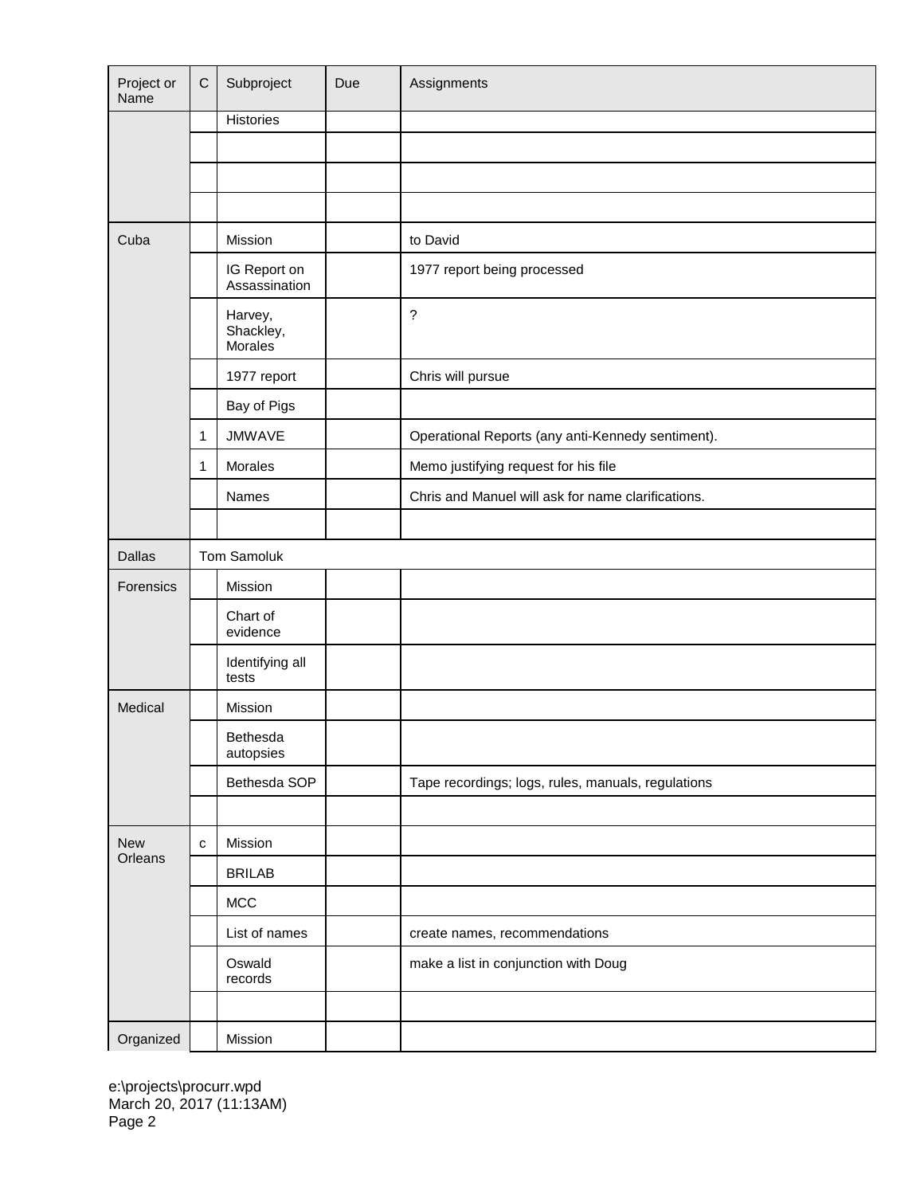| Project or Name | C | Subproject | Due | Assignments |
|---|---|---|---|---|
| | | Histories | | |
| | | | | |
| | | | | |
| | | | | |
| Cuba | | Mission | | to David |
| | | IG Report on Assassination | | 1977 report being processed |
| | | Harvey, Shackley, Morales | | ? |
| | | 1977 report | | Chris will pursue |
| | | Bay of Pigs | | |
| | 1 | JMWAVE | | Operational Reports (any anti-Kennedy sentiment). |
| | 1 | Morales | | Memo justifying request for his file |
| | | Names | | Chris and Manuel will ask for name clarifications. |
| | | | | |
| Dallas | Tom Samoluk | | | |
| Forensics | | Mission | | |
| | | Chart of evidence | | |
| | | Identifying all tests | | |
| Medical | | Mission | | |
| | | Bethesda autopsies | | |
| | | Bethesda SOP | | Tape recordings; logs, rules, manuals, regulations |
| | | | | |
| New Orleans | c | Mission | | |
| | | BRILAB | | |
| | | MCC | | |
| | | List of names | | create names, recommendations |
| | | Oswald records | | make a list in conjunction with Doug |
| | | | | |
| Organized | | Mission | | |

e:\projects\procurr.wpd
March 20, 2017 (11:13AM)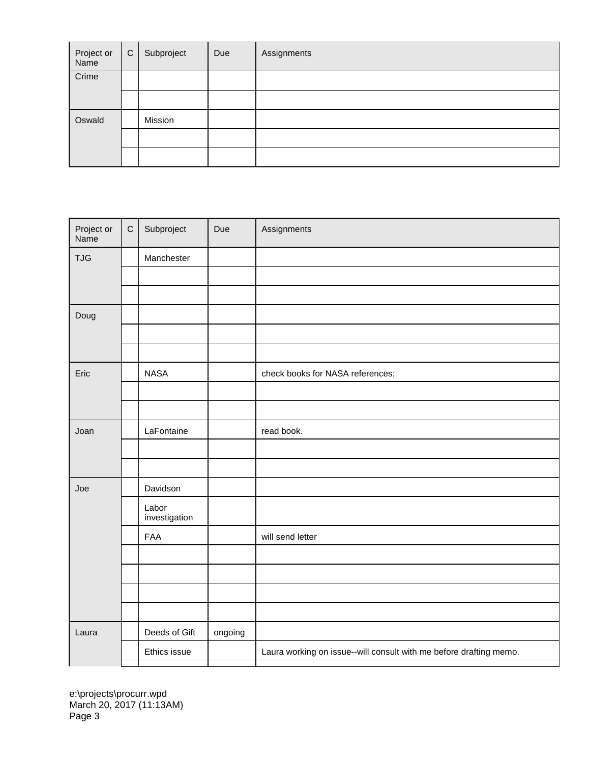| Project or Name | C | Subproject | Due | Assignments |
|---|---|---|---|---|
| Crime | | | | |
| | | | | |
| Oswald | | Mission | | |
| | | | | |
| | | | | |

| Project or Name | C | Subproject | Due | Assignments |
|---|---|---|---|---|
| TJG | | Manchester | | |
| | | | | |
| | | | | |
| Doug | | | | |
| | | | | |
| | | | | |
| Eric | | NASA | | check books for NASA references; |
| | | | | |
| | | | | |
| Joan | | LaFontaine | | read book. |
| | | | | |
| | | | | |
| Joe | | Davidson | | |
| | | Labor investigation | | |
| | | FAA | | will send letter |
| | | | | |
| | | | | |
| | | | | |
| | | | | |
| Laura | | Deeds of Gift | ongoing | |
| | | Ethics issue | | Laura working on issue--will consult with me before drafting memo. |
| | | | | |

e:\projects\procurr.wpd
March 20, 2017 (11:13AM)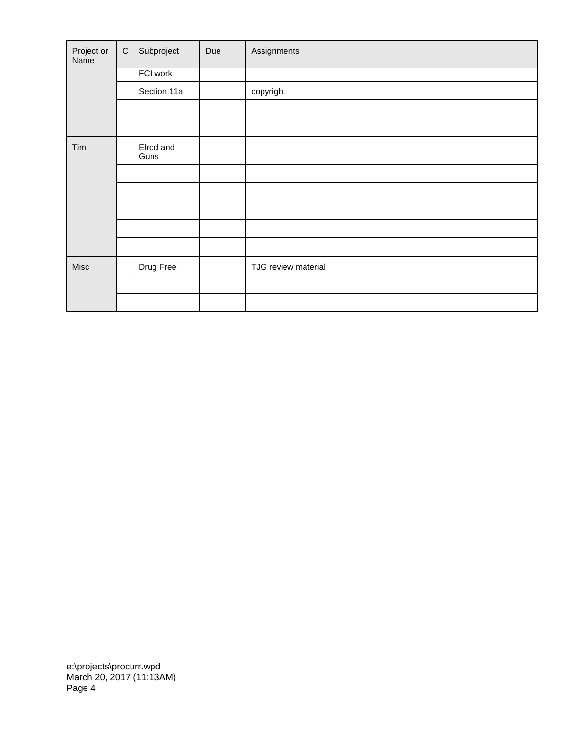| Project or Name | C | Subproject | Due | Assignments |
|---|---|---|---|---|
| | | FCI work | | |
| | | Section 11a | | copyright |
| | | | | |
| | | | | |
| Tim | | Elrod and Guns | | |
| | | | | |
| | | | | |
| | | | | |
| | | | | |
| | | | | |
| Misc | | Drug Free | | TJG review material |
| | | | | |
| | | | | |

e:\projects\procurr.wpd
March 20, 2017 (11:13AM)